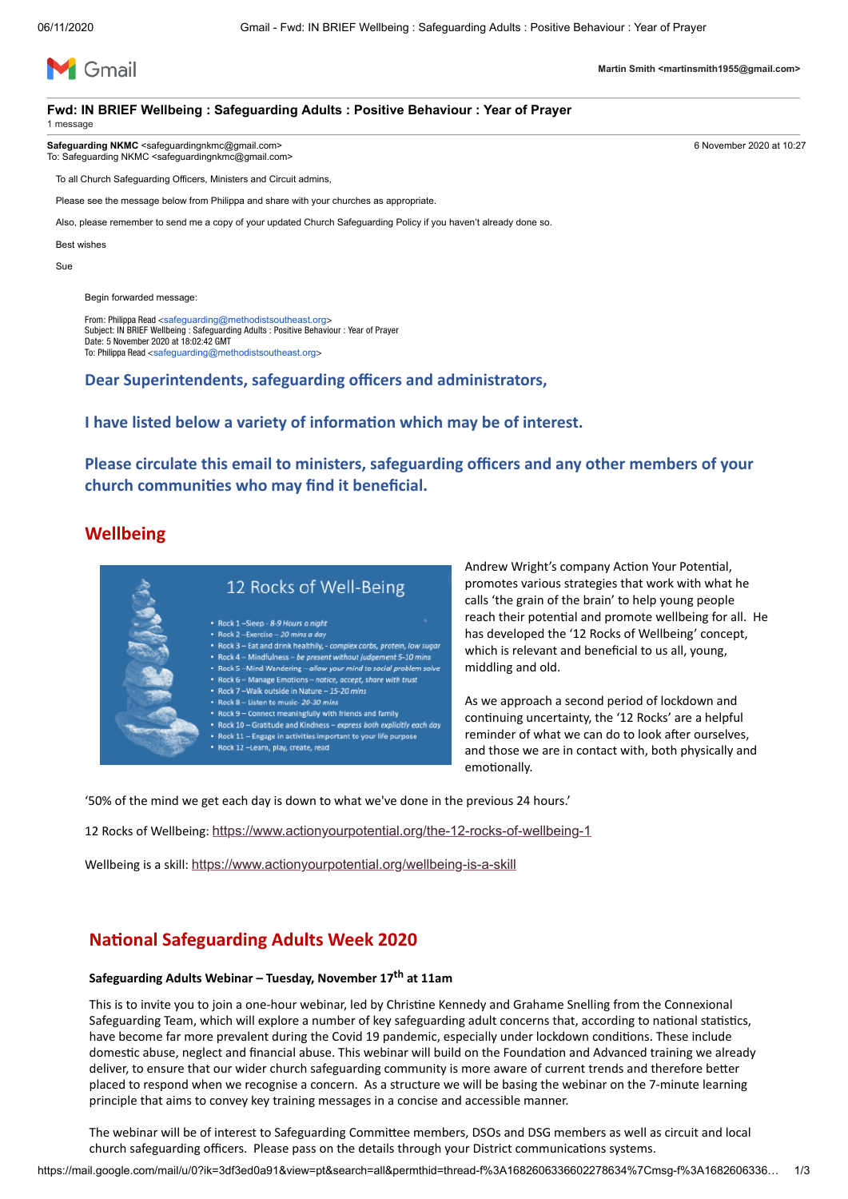Martin Smith <martinsmith1955@gmail.com>

**Fwd: IN BRIEF Wellbeing : Safeguarding Adults : Positive Behaviour : Year of Prayer**
1 message

**Safeguarding NKMC** <safeguardingnkmc@gmail.com> — 6 November 2020 at 10:27
To: Safeguarding NKMC <safeguardingnkmc@gmail.com>

To all Church Safeguarding Officers, Ministers and Circuit admins,

Please see the message below from Philippa and share with your churches as appropriate.

Also, please remember to send me a copy of your updated Church Safeguarding Policy if you haven't already done so.

Best wishes

Sue

Begin forwarded message:

From: Philippa Read <safeguarding@methodistsoutheast.org>
Subject: IN BRIEF Wellbeing : Safeguarding Adults : Positive Behaviour : Year of Prayer
Date: 5 November 2020 at 18:02:42 GMT
To: Philippa Read <safeguarding@methodistsoutheast.org>

**Dear Superintendents, safeguarding officers and administrators,**

**I have listed below a variety of information which may be of interest.**

**Please circulate this email to ministers, safeguarding officers and any other members of your church communities who may find it beneficial.**

## Wellbeing

12 Rocks of Well-Being

- Rock 1 – Sleep - *8-9 Hours a night*
- Rock 2 – Exercise – *20 mins a day*
- Rock 3 – Eat and drink healthily, - *complex carbs, protein, low sugar*
- Rock 4 – Mindfulness – *be present without judgement 5-10 mins*
- Rock 5 – Mind Wandering – *allow your mind to social problem solve*
- Rock 6 – Manage Emotions – *notice, accept, share with trust*
- Rock 7 – Walk outside in Nature – *15-20 mins*
- Rock 8 – Listen to music- *20-30 mins*
- Rock 9 – Connect meaningfully with friends and family
- Rock 10 – Gratitude and Kindness – *express both explicitly each day*
- Rock 11 – Engage in activities important to your life purpose
- Rock 12 – Learn, play, create, read

Andrew Wright's company Action Your Potential, promotes various strategies that work with what he calls 'the grain of the brain' to help young people reach their potential and promote wellbeing for all. He has developed the '12 Rocks of Wellbeing' concept, which is relevant and beneficial to us all, young, middling and old.

As we approach a second period of lockdown and continuing uncertainty, the '12 Rocks' are a helpful reminder of what we can do to look after ourselves, and those we are in contact with, both physically and emotionally.

'50% of the mind we get each day is down to what we've done in the previous 24 hours.'

12 Rocks of Wellbeing: https://www.actionyourpotential.org/the-12-rocks-of-wellbeing-1

Wellbeing is a skill: https://www.actionyourpotential.org/wellbeing-is-a-skill

## National Safeguarding Adults Week 2020

**Safeguarding Adults Webinar – Tuesday, November 17th at 11am**

This is to invite you to join a one-hour webinar, led by Christine Kennedy and Grahame Snelling from the Connexional Safeguarding Team, which will explore a number of key safeguarding adult concerns that, according to national statistics, have become far more prevalent during the Covid 19 pandemic, especially under lockdown conditions. These include domestic abuse, neglect and financial abuse. This webinar will build on the Foundation and Advanced training we already deliver, to ensure that our wider church safeguarding community is more aware of current trends and therefore better placed to respond when we recognise a concern. As a structure we will be basing the webinar on the 7-minute learning principle that aims to convey key training messages in a concise and accessible manner.

The webinar will be of interest to Safeguarding Committee members, DSOs and DSG members as well as circuit and local church safeguarding officers. Please pass on the details through your District communications systems.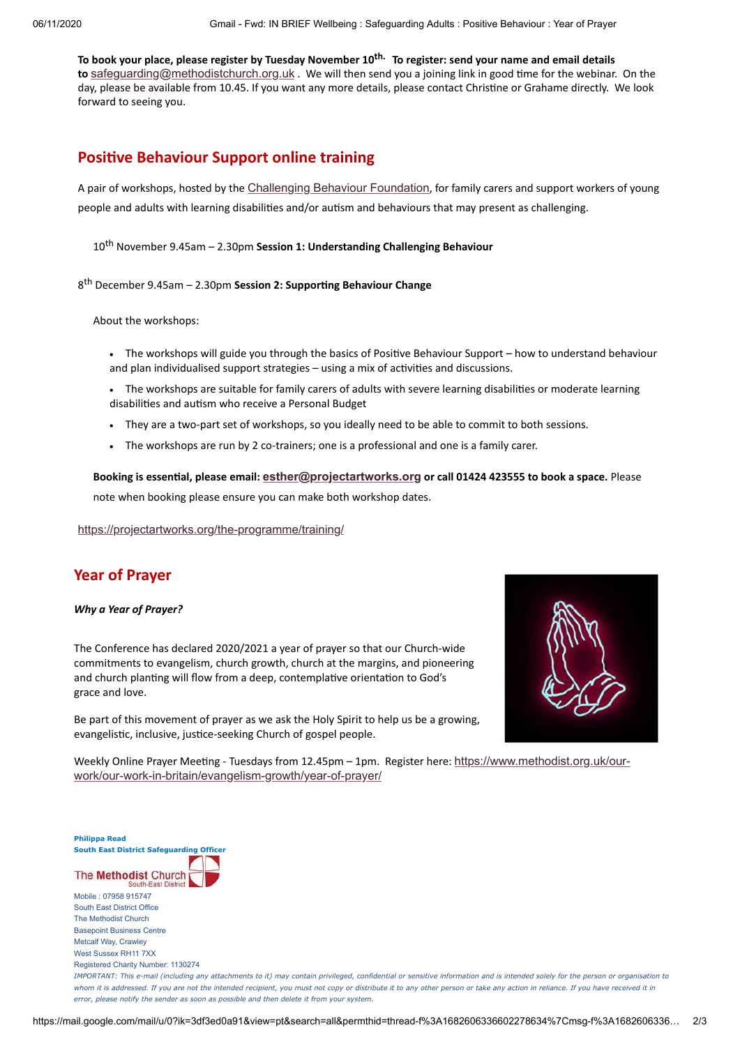**To book your place, please register by Tuesday November 10th. To register: send your name and email details to** safeguarding@methodistchurch.org.uk . We will then send you a joining link in good time for the webinar. On the day, please be available from 10.45. If you want any more details, please contact Christine or Grahame directly. We look forward to seeing you.

## Positive Behaviour Support online training

A pair of workshops, hosted by the Challenging Behaviour Foundation, for family carers and support workers of young people and adults with learning disabilities and/or autism and behaviours that may present as challenging.

10th November 9.45am – 2.30pm **Session 1: Understanding Challenging Behaviour**

8th December 9.45am – 2.30pm **Session 2: Supporting Behaviour Change**

About the workshops:

- The workshops will guide you through the basics of Positive Behaviour Support – how to understand behaviour and plan individualised support strategies – using a mix of activities and discussions.
- The workshops are suitable for family carers of adults with severe learning disabilities or moderate learning disabilities and autism who receive a Personal Budget
- They are a two-part set of workshops, so you ideally need to be able to commit to both sessions.
- The workshops are run by 2 co-trainers; one is a professional and one is a family carer.

**Booking is essential, please email: esther@projectartworks.org or call 01424 423555 to book a space.** Please note when booking please ensure you can make both workshop dates.

https://projectartworks.org/the-programme/training/

## Year of Prayer

***Why a Year of Prayer?***

The Conference has declared 2020/2021 a year of prayer so that our Church-wide commitments to evangelism, church growth, church at the margins, and pioneering and church planting will flow from a deep, contemplative orientation to God's grace and love.

Be part of this movement of prayer as we ask the Holy Spirit to help us be a growing, evangelistic, inclusive, justice-seeking Church of gospel people.

Weekly Online Prayer Meeting - Tuesdays from 12.45pm – 1pm. Register here: https://www.methodist.org.uk/our-work/our-work-in-britain/evangelism-growth/year-of-prayer/

**Philippa Read**
**South East District Safeguarding Officer**

The Methodist Church
South-East District

Mobile : 07958 915747
South East District Office
The Methodist Church
Basepoint Business Centre
Metcalf Way, Crawley
West Sussex RH11 7XX
Registered Charity Number: 1130274

*IMPORTANT: This e-mail (including any attachments to it) may contain privileged, confidential or sensitive information and is intended solely for the person or organisation to whom it is addressed. If you are not the intended recipient, you must not copy or distribute it to any other person or take any action in reliance. If you have received it in error, please notify the sender as soon as possible and then delete it from your system.*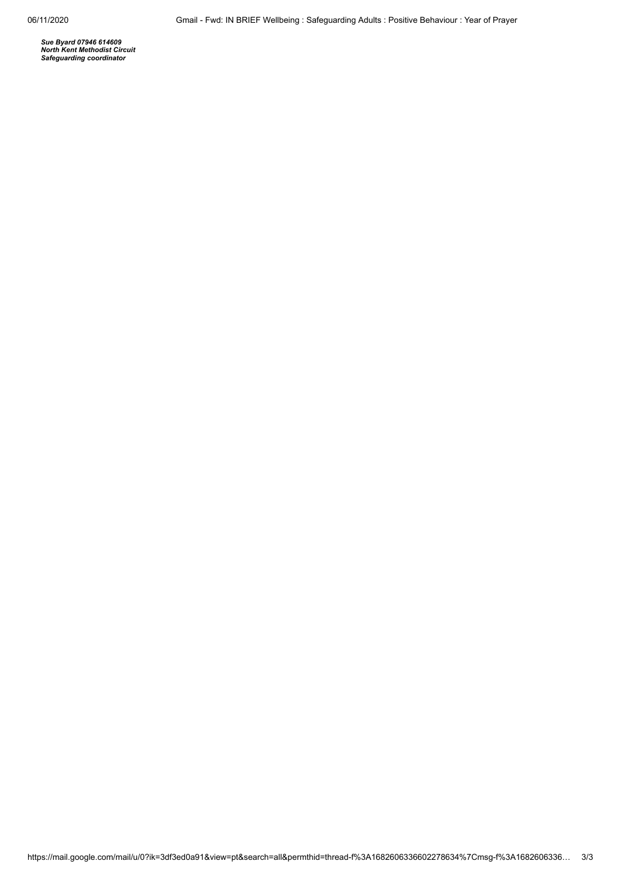***Sue Byard 07946 614609***
***North Kent Methodist Circuit***
***Safeguarding coordinator***